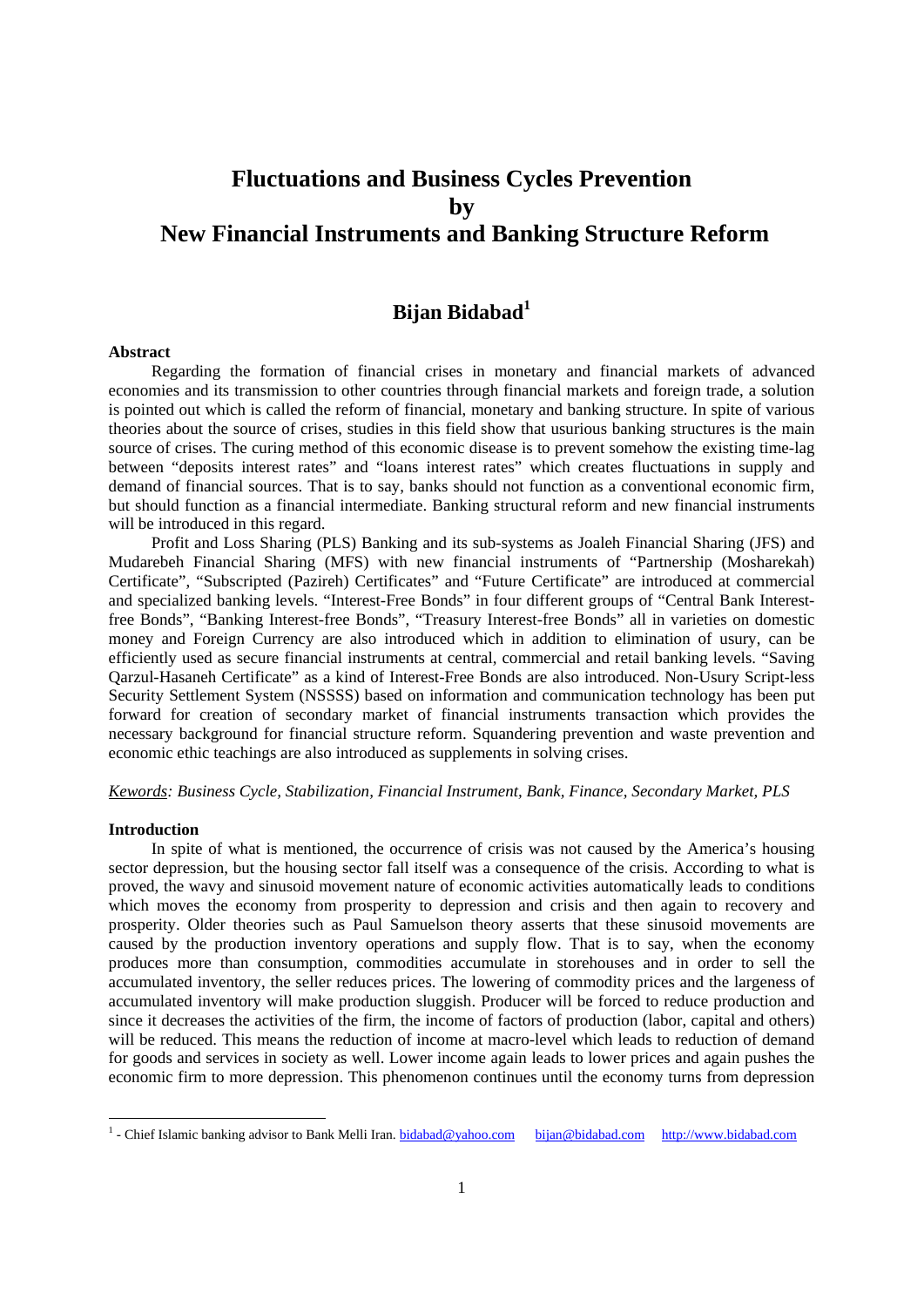# Fluctuations and Business Cycles Prevention by New Financial Instruments and Banking Structure Reform

## Bijan Bidabad[1]

**Abstract**

Regarding the formation of financial crises in monetary and financial markets of advanced economies and its transmission to other countries through financial markets and foreign trade, a solution is pointed out which is called the reform of financial, monetary and banking structure. In spite of various theories about the source of crises, studies in this field show that usurious banking structures is the main source of crises. The curing method of this economic disease is to prevent somehow the existing time-lag between "deposits interest rates" and "loans interest rates" which creates fluctuations in supply and demand of financial sources. That is to say, banks should not function as a conventional economic firm, but should function as a financial intermediate. Banking structural reform and new financial instruments will be introduced in this regard.

Profit and Loss Sharing (PLS) Banking and its sub-systems as Joaleh Financial Sharing (JFS) and Mudarebeh Financial Sharing (MFS) with new financial instruments of "Partnership (Mosharekah) Certificate", "Subscripted (Pazireh) Certificates" and "Future Certificate" are introduced at commercial and specialized banking levels. "Interest-Free Bonds" in four different groups of "Central Bank Interest-free Bonds", "Banking Interest-free Bonds", "Treasury Interest-free Bonds" all in varieties on domestic money and Foreign Currency are also introduced which in addition to elimination of usury, can be efficiently used as secure financial instruments at central, commercial and retail banking levels. "Saving Qarzul-Hasaneh Certificate" as a kind of Interest-Free Bonds are also introduced. Non-Usury Script-less Security Settlement System (NSSSS) based on information and communication technology has been put forward for creation of secondary market of financial instruments transaction which provides the necessary background for financial structure reform. Squandering prevention and waste prevention and economic ethic teachings are also introduced as supplements in solving crises.

*Kewords: Business Cycle, Stabilization, Financial Instrument, Bank, Finance, Secondary Market, PLS*

**Introduction**

In spite of what is mentioned, the occurrence of crisis was not caused by the America's housing sector depression, but the housing sector fall itself was a consequence of the crisis. According to what is proved, the wavy and sinusoid movement nature of economic activities automatically leads to conditions which moves the economy from prosperity to depression and crisis and then again to recovery and prosperity. Older theories such as Paul Samuelson theory asserts that these sinusoid movements are caused by the production inventory operations and supply flow. That is to say, when the economy produces more than consumption, commodities accumulate in storehouses and in order to sell the accumulated inventory, the seller reduces prices. The lowering of commodity prices and the largeness of accumulated inventory will make production sluggish. Producer will be forced to reduce production and since it decreases the activities of the firm, the income of factors of production (labor, capital and others) will be reduced. This means the reduction of income at macro-level which leads to reduction of demand for goods and services in society as well. Lower income again leads to lower prices and again pushes the economic firm to more depression. This phenomenon continues until the economy turns from depression

---

[1] - Chief Islamic banking advisor to Bank Melli Iran. bidabad@yahoo.com bijan@bidabad.com http://www.bidabad.com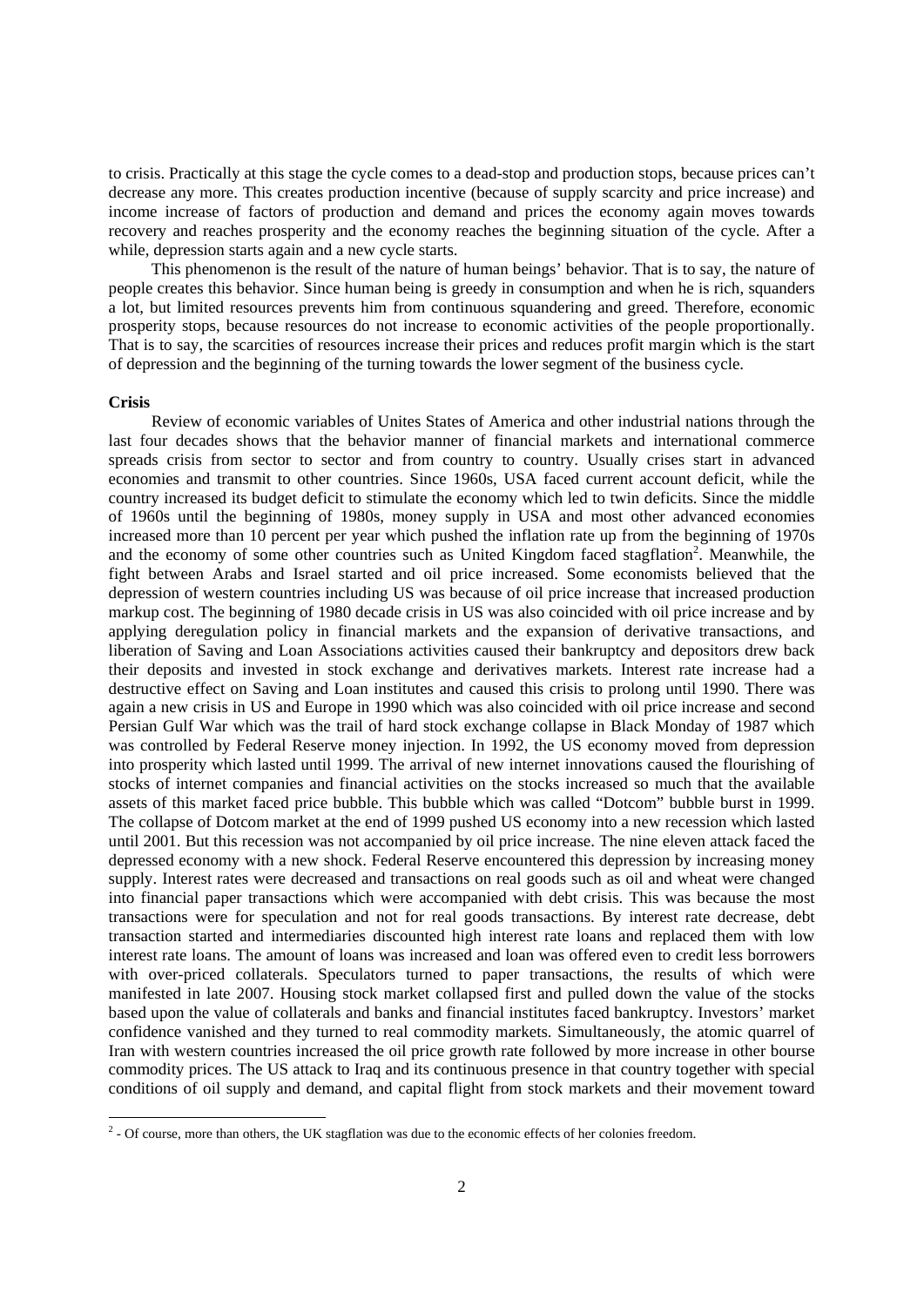to crisis. Practically at this stage the cycle comes to a dead-stop and production stops, because prices can't decrease any more. This creates production incentive (because of supply scarcity and price increase) and income increase of factors of production and demand and prices the economy again moves towards recovery and reaches prosperity and the economy reaches the beginning situation of the cycle. After a while, depression starts again and a new cycle starts.

This phenomenon is the result of the nature of human beings' behavior. That is to say, the nature of people creates this behavior. Since human being is greedy in consumption and when he is rich, squanders a lot, but limited resources prevents him from continuous squandering and greed. Therefore, economic prosperity stops, because resources do not increase to economic activities of the people proportionally. That is to say, the scarcities of resources increase their prices and reduces profit margin which is the start of depression and the beginning of the turning towards the lower segment of the business cycle.

**Crisis**

Review of economic variables of Unites States of America and other industrial nations through the last four decades shows that the behavior manner of financial markets and international commerce spreads crisis from sector to sector and from country to country. Usually crises start in advanced economies and transmit to other countries. Since 1960s, USA faced current account deficit, while the country increased its budget deficit to stimulate the economy which led to twin deficits. Since the middle of 1960s until the beginning of 1980s, money supply in USA and most other advanced economies increased more than 10 percent per year which pushed the inflation rate up from the beginning of 1970s and the economy of some other countries such as United Kingdom faced stagflation[2]. Meanwhile, the fight between Arabs and Israel started and oil price increased. Some economists believed that the depression of western countries including US was because of oil price increase that increased production markup cost. The beginning of 1980 decade crisis in US was also coincided with oil price increase and by applying deregulation policy in financial markets and the expansion of derivative transactions, and liberation of Saving and Loan Associations activities caused their bankruptcy and depositors drew back their deposits and invested in stock exchange and derivatives markets. Interest rate increase had a destructive effect on Saving and Loan institutes and caused this crisis to prolong until 1990. There was again a new crisis in US and Europe in 1990 which was also coincided with oil price increase and second Persian Gulf War which was the trail of hard stock exchange collapse in Black Monday of 1987 which was controlled by Federal Reserve money injection. In 1992, the US economy moved from depression into prosperity which lasted until 1999. The arrival of new internet innovations caused the flourishing of stocks of internet companies and financial activities on the stocks increased so much that the available assets of this market faced price bubble. This bubble which was called "Dotcom" bubble burst in 1999. The collapse of Dotcom market at the end of 1999 pushed US economy into a new recession which lasted until 2001. But this recession was not accompanied by oil price increase. The nine eleven attack faced the depressed economy with a new shock. Federal Reserve encountered this depression by increasing money supply. Interest rates were decreased and transactions on real goods such as oil and wheat were changed into financial paper transactions which were accompanied with debt crisis. This was because the most transactions were for speculation and not for real goods transactions. By interest rate decrease, debt transaction started and intermediaries discounted high interest rate loans and replaced them with low interest rate loans. The amount of loans was increased and loan was offered even to credit less borrowers with over-priced collaterals. Speculators turned to paper transactions, the results of which were manifested in late 2007. Housing stock market collapsed first and pulled down the value of the stocks based upon the value of collaterals and banks and financial institutes faced bankruptcy. Investors' market confidence vanished and they turned to real commodity markets. Simultaneously, the atomic quarrel of Iran with western countries increased the oil price growth rate followed by more increase in other bourse commodity prices. The US attack to Iraq and its continuous presence in that country together with special conditions of oil supply and demand, and capital flight from stock markets and their movement toward

[2] - Of course, more than others, the UK stagflation was due to the economic effects of her colonies freedom.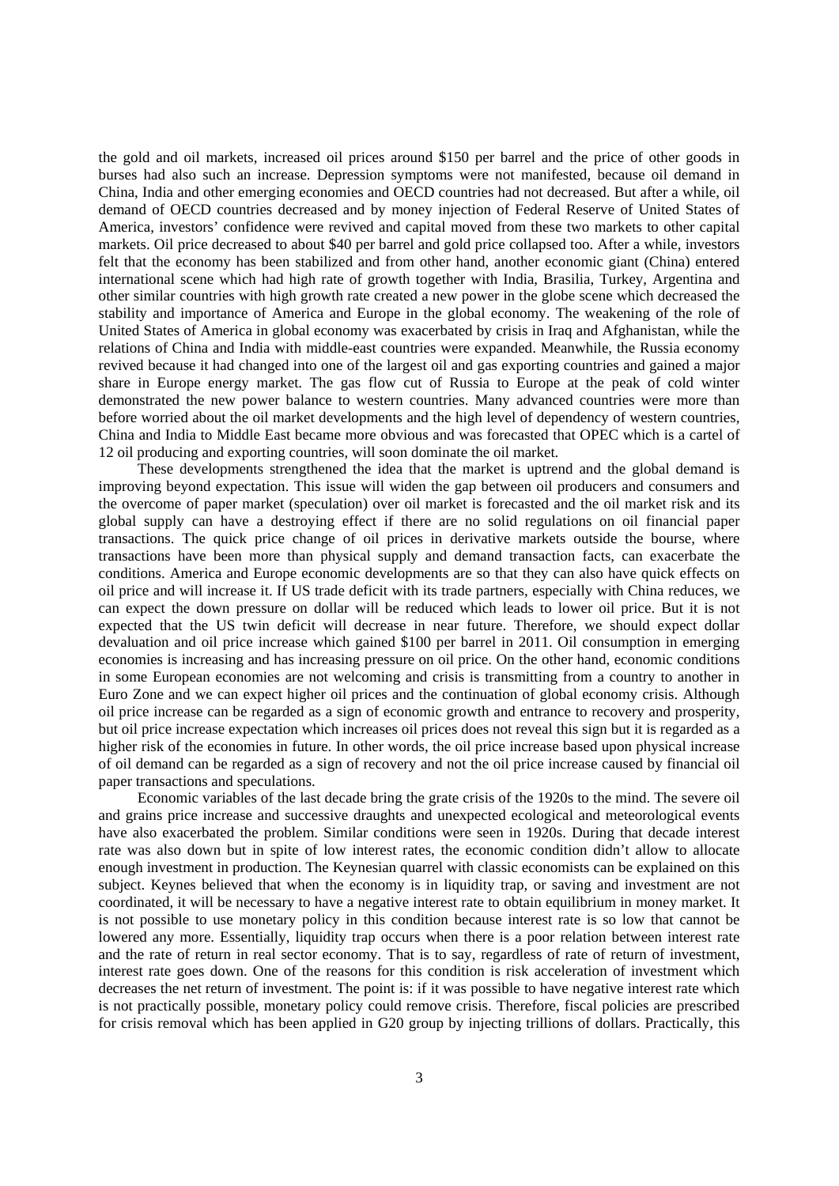the gold and oil markets, increased oil prices around $150 per barrel and the price of other goods in burses had also such an increase. Depression symptoms were not manifested, because oil demand in China, India and other emerging economies and OECD countries had not decreased. But after a while, oil demand of OECD countries decreased and by money injection of Federal Reserve of United States of America, investors' confidence were revived and capital moved from these two markets to other capital markets. Oil price decreased to about $40 per barrel and gold price collapsed too. After a while, investors felt that the economy has been stabilized and from other hand, another economic giant (China) entered international scene which had high rate of growth together with India, Brasilia, Turkey, Argentina and other similar countries with high growth rate created a new power in the globe scene which decreased the stability and importance of America and Europe in the global economy. The weakening of the role of United States of America in global economy was exacerbated by crisis in Iraq and Afghanistan, while the relations of China and India with middle-east countries were expanded. Meanwhile, the Russia economy revived because it had changed into one of the largest oil and gas exporting countries and gained a major share in Europe energy market. The gas flow cut of Russia to Europe at the peak of cold winter demonstrated the new power balance to western countries. Many advanced countries were more than before worried about the oil market developments and the high level of dependency of western countries, China and India to Middle East became more obvious and was forecasted that OPEC which is a cartel of 12 oil producing and exporting countries, will soon dominate the oil market.

These developments strengthened the idea that the market is uptrend and the global demand is improving beyond expectation. This issue will widen the gap between oil producers and consumers and the overcome of paper market (speculation) over oil market is forecasted and the oil market risk and its global supply can have a destroying effect if there are no solid regulations on oil financial paper transactions. The quick price change of oil prices in derivative markets outside the bourse, where transactions have been more than physical supply and demand transaction facts, can exacerbate the conditions. America and Europe economic developments are so that they can also have quick effects on oil price and will increase it. If US trade deficit with its trade partners, especially with China reduces, we can expect the down pressure on dollar will be reduced which leads to lower oil price. But it is not expected that the US twin deficit will decrease in near future. Therefore, we should expect dollar devaluation and oil price increase which gained $100 per barrel in 2011. Oil consumption in emerging economies is increasing and has increasing pressure on oil price. On the other hand, economic conditions in some European economies are not welcoming and crisis is transmitting from a country to another in Euro Zone and we can expect higher oil prices and the continuation of global economy crisis. Although oil price increase can be regarded as a sign of economic growth and entrance to recovery and prosperity, but oil price increase expectation which increases oil prices does not reveal this sign but it is regarded as a higher risk of the economies in future. In other words, the oil price increase based upon physical increase of oil demand can be regarded as a sign of recovery and not the oil price increase caused by financial oil paper transactions and speculations.

Economic variables of the last decade bring the grate crisis of the 1920s to the mind. The severe oil and grains price increase and successive draughts and unexpected ecological and meteorological events have also exacerbated the problem. Similar conditions were seen in 1920s. During that decade interest rate was also down but in spite of low interest rates, the economic condition didn't allow to allocate enough investment in production. The Keynesian quarrel with classic economists can be explained on this subject. Keynes believed that when the economy is in liquidity trap, or saving and investment are not coordinated, it will be necessary to have a negative interest rate to obtain equilibrium in money market. It is not possible to use monetary policy in this condition because interest rate is so low that cannot be lowered any more. Essentially, liquidity trap occurs when there is a poor relation between interest rate and the rate of return in real sector economy. That is to say, regardless of rate of return of investment, interest rate goes down. One of the reasons for this condition is risk acceleration of investment which decreases the net return of investment. The point is: if it was possible to have negative interest rate which is not practically possible, monetary policy could remove crisis. Therefore, fiscal policies are prescribed for crisis removal which has been applied in G20 group by injecting trillions of dollars. Practically, this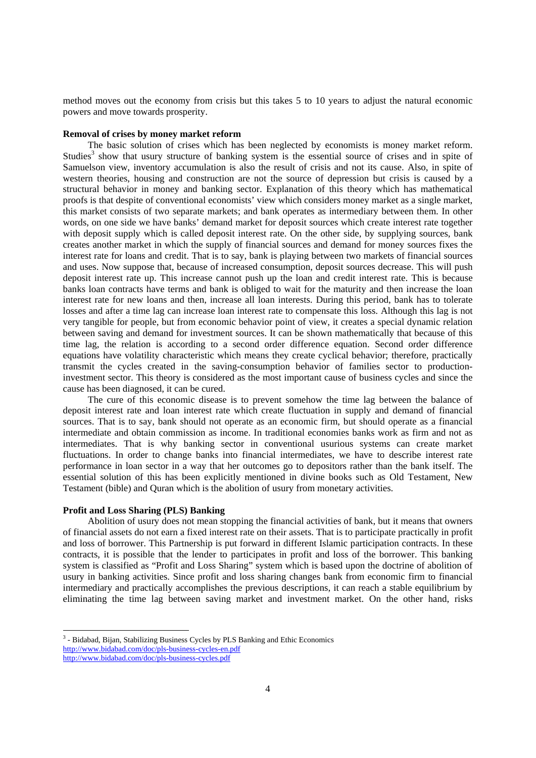method moves out the economy from crisis but this takes 5 to 10 years to adjust the natural economic powers and move towards prosperity.

**Removal of crises by money market reform**

The basic solution of crises which has been neglected by economists is money market reform. Studies[3] show that usury structure of banking system is the essential source of crises and in spite of Samuelson view, inventory accumulation is also the result of crisis and not its cause. Also, in spite of western theories, housing and construction are not the source of depression but crisis is caused by a structural behavior in money and banking sector. Explanation of this theory which has mathematical proofs is that despite of conventional economists' view which considers money market as a single market, this market consists of two separate markets; and bank operates as intermediary between them. In other words, on one side we have banks' demand market for deposit sources which create interest rate together with deposit supply which is called deposit interest rate. On the other side, by supplying sources, bank creates another market in which the supply of financial sources and demand for money sources fixes the interest rate for loans and credit. That is to say, bank is playing between two markets of financial sources and uses. Now suppose that, because of increased consumption, deposit sources decrease. This will push deposit interest rate up. This increase cannot push up the loan and credit interest rate. This is because banks loan contracts have terms and bank is obliged to wait for the maturity and then increase the loan interest rate for new loans and then, increase all loan interests. During this period, bank has to tolerate losses and after a time lag can increase loan interest rate to compensate this loss. Although this lag is not very tangible for people, but from economic behavior point of view, it creates a special dynamic relation between saving and demand for investment sources. It can be shown mathematically that because of this time lag, the relation is according to a second order difference equation. Second order difference equations have volatility characteristic which means they create cyclical behavior; therefore, practically transmit the cycles created in the saving-consumption behavior of families sector to production-investment sector. This theory is considered as the most important cause of business cycles and since the cause has been diagnosed, it can be cured.

The cure of this economic disease is to prevent somehow the time lag between the balance of deposit interest rate and loan interest rate which create fluctuation in supply and demand of financial sources. That is to say, bank should not operate as an economic firm, but should operate as a financial intermediate and obtain commission as income. In traditional economies banks work as firm and not as intermediates. That is why banking sector in conventional usurious systems can create market fluctuations. In order to change banks into financial intermediates, we have to describe interest rate performance in loan sector in a way that her outcomes go to depositors rather than the bank itself. The essential solution of this has been explicitly mentioned in divine books such as Old Testament, New Testament (bible) and Quran which is the abolition of usury from monetary activities.

**Profit and Loss Sharing (PLS) Banking**

Abolition of usury does not mean stopping the financial activities of bank, but it means that owners of financial assets do not earn a fixed interest rate on their assets. That is to participate practically in profit and loss of borrower. This Partnership is put forward in different Islamic participation contracts. In these contracts, it is possible that the lender to participates in profit and loss of the borrower. This banking system is classified as "Profit and Loss Sharing" system which is based upon the doctrine of abolition of usury in banking activities. Since profit and loss sharing changes bank from economic firm to financial intermediary and practically accomplishes the previous descriptions, it can reach a stable equilibrium by eliminating the time lag between saving market and investment market. On the other hand, risks

---

[3] - Bidabad, Bijan, Stabilizing Business Cycles by PLS Banking and Ethic Economics
http://www.bidabad.com/doc/pls-business-cycles-en.pdf
http://www.bidabad.com/doc/pls-business-cycles.pdf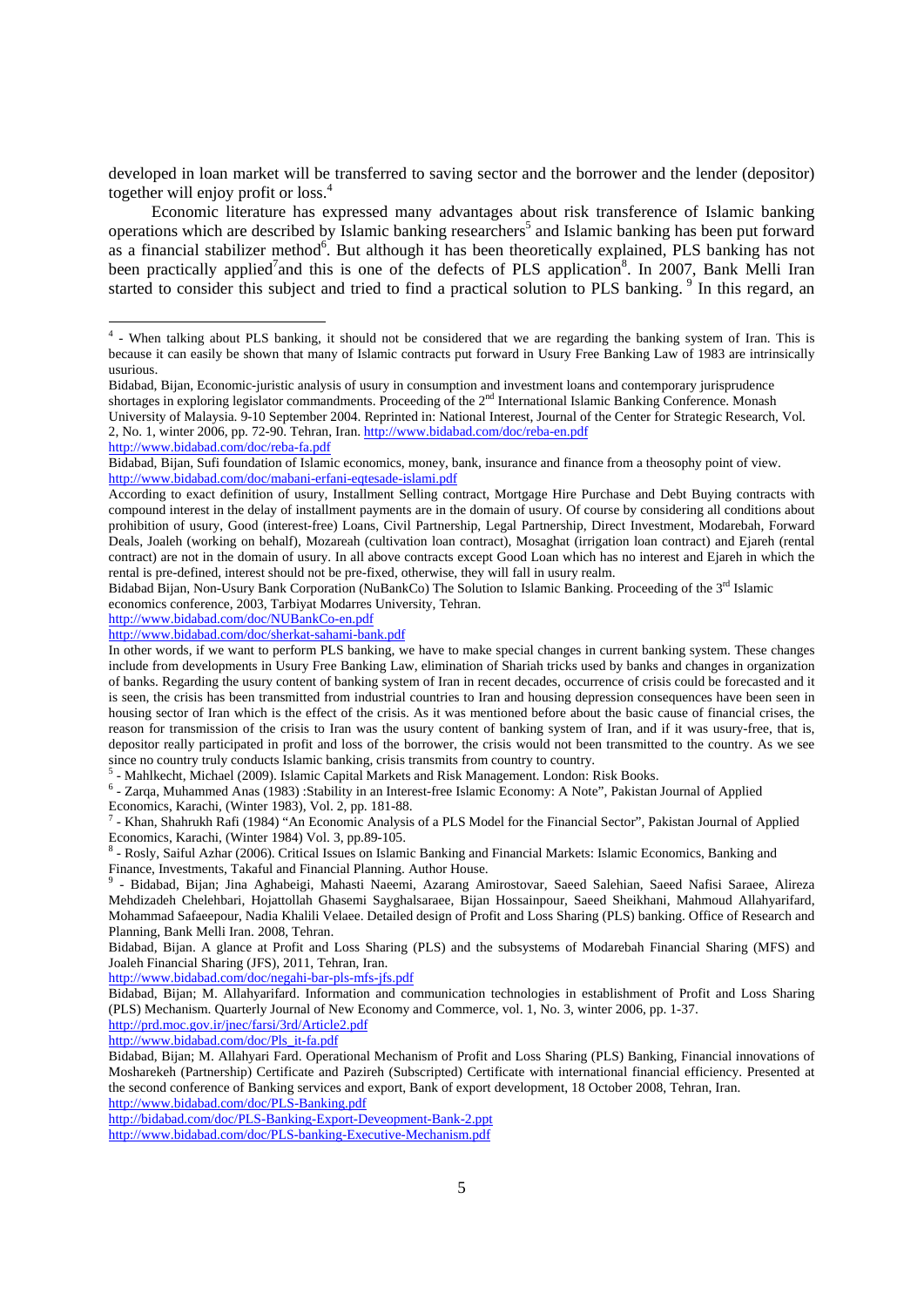developed in loan market will be transferred to saving sector and the borrower and the lender (depositor) together will enjoy profit or loss.[4]

Economic literature has expressed many advantages about risk transference of Islamic banking operations which are described by Islamic banking researchers[5] and Islamic banking has been put forward as a financial stabilizer method[6]. But although it has been theoretically explained, PLS banking has not been practically applied[7] and this is one of the defects of PLS application[8]. In 2007, Bank Melli Iran started to consider this subject and tried to find a practical solution to PLS banking. [9] In this regard, an

---

[4] - When talking about PLS banking, it should not be considered that we are regarding the banking system of Iran. This is because it can easily be shown that many of Islamic contracts put forward in Usury Free Banking Law of 1983 are intrinsically usurious.

Bidabad, Bijan, Economic-juristic analysis of usury in consumption and investment loans and contemporary jurisprudence shortages in exploring legislator commandments. Proceeding of the 2nd International Islamic Banking Conference. Monash University of Malaysia. 9-10 September 2004. Reprinted in: National Interest, Journal of the Center for Strategic Research, Vol. 2, No. 1, winter 2006, pp. 72-90. Tehran, Iran. http://www.bidabad.com/doc/reba-en.pdf
http://www.bidabad.com/doc/reba-fa.pdf

Bidabad, Bijan, Sufi foundation of Islamic economics, money, bank, insurance and finance from a theosophy point of view. http://www.bidabad.com/doc/mabani-erfani-eqtesade-islami.pdf

According to exact definition of usury, Installment Selling contract, Mortgage Hire Purchase and Debt Buying contracts with compound interest in the delay of installment payments are in the domain of usury. Of course by considering all conditions about prohibition of usury, Good (interest-free) Loans, Civil Partnership, Legal Partnership, Direct Investment, Modarebah, Forward Deals, Joaleh (working on behalf), Mozareah (cultivation loan contract), Mosaghat (irrigation loan contract) and Ejareh (rental contract) are not in the domain of usury. In all above contracts except Good Loan which has no interest and Ejareh in which the rental is pre-defined, interest should not be pre-fixed, otherwise, they will fall in usury realm.

Bidabad Bijan, Non-Usury Bank Corporation (NuBankCo) The Solution to Islamic Banking. Proceeding of the 3rd Islamic economics conference, 2003, Tarbiyat Modarres University, Tehran.
http://www.bidabad.com/doc/NUBankCo-en.pdf
http://www.bidabad.com/doc/sherkat-sahami-bank.pdf

In other words, if we want to perform PLS banking, we have to make special changes in current banking system. These changes include from developments in Usury Free Banking Law, elimination of Shariah tricks used by banks and changes in organization of banks. Regarding the usury content of banking system of Iran in recent decades, occurrence of crisis could be forecasted and it is seen, the crisis has been transmitted from industrial countries to Iran and housing depression consequences have been seen in housing sector of Iran which is the effect of the crisis. As it was mentioned before about the basic cause of financial crises, the reason for transmission of the crisis to Iran was the usury content of banking system of Iran, and if it was usury-free, that is, depositor really participated in profit and loss of the borrower, the crisis would not been transmitted to the country. As we see since no country truly conducts Islamic banking, crisis transmits from country to country.

[5] - Mahlkecht, Michael (2009). Islamic Capital Markets and Risk Management. London: Risk Books.

[6] - Zarqa, Muhammed Anas (1983) :Stability in an Interest-free Islamic Economy: A Note", Pakistan Journal of Applied Economics, Karachi, (Winter 1983), Vol. 2, pp. 181-88.

[7] - Khan, Shahrukh Rafi (1984) "An Economic Analysis of a PLS Model for the Financial Sector", Pakistan Journal of Applied Economics, Karachi, (Winter 1984) Vol. 3, pp.89-105.

[8] - Rosly, Saiful Azhar (2006). Critical Issues on Islamic Banking and Financial Markets: Islamic Economics, Banking and Finance, Investments, Takaful and Financial Planning. Author House.

[9] - Bidabad, Bijan; Jina Aghabeigi, Mahasti Naeemi, Azarang Amirostovar, Saeed Salehian, Saeed Nafisi Saraee, Alireza Mehdizadeh Chelehbari, Hojattollah Ghasemi Sayghalsaraee, Bijan Hossainpour, Saeed Sheikhani, Mahmoud Allahyarifard, Mohammad Safaeepour, Nadia Khalili Velaee. Detailed design of Profit and Loss Sharing (PLS) banking. Office of Research and Planning, Bank Melli Iran. 2008, Tehran.

Bidabad, Bijan. A glance at Profit and Loss Sharing (PLS) and the subsystems of Modarebah Financial Sharing (MFS) and Joaleh Financial Sharing (JFS), 2011, Tehran, Iran.
http://www.bidabad.com/doc/negahi-bar-pls-mfs-jfs.pdf

Bidabad, Bijan; M. Allahyarifard. Information and communication technologies in establishment of Profit and Loss Sharing (PLS) Mechanism. Quarterly Journal of New Economy and Commerce, vol. 1, No. 3, winter 2006, pp. 1-37.
http://prd.moc.gov.ir/jnec/farsi/3rd/Article2.pdf
http://www.bidabad.com/doc/Pls_it-fa.pdf

Bidabad, Bijan; M. Allahyari Fard. Operational Mechanism of Profit and Loss Sharing (PLS) Banking, Financial innovations of Mosharekeh (Partnership) Certificate and Pazireh (Subscripted) Certificate with international financial efficiency. Presented at the second conference of Banking services and export, Bank of export development, 18 October 2008, Tehran, Iran.
http://www.bidabad.com/doc/PLS-Banking.pdf
http://bidabad.com/doc/PLS-Banking-Export-Deveopment-Bank-2.ppt
http://www.bidabad.com/doc/PLS-banking-Executive-Mechanism.pdf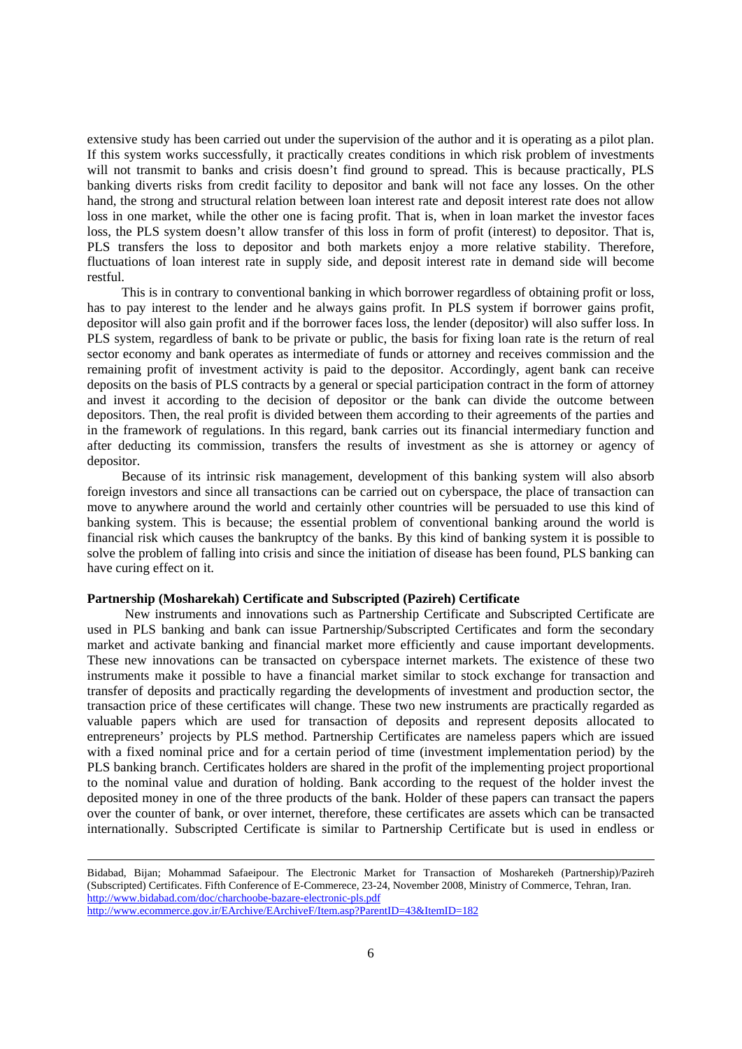extensive study has been carried out under the supervision of the author and it is operating as a pilot plan. If this system works successfully, it practically creates conditions in which risk problem of investments will not transmit to banks and crisis doesn't find ground to spread. This is because practically, PLS banking diverts risks from credit facility to depositor and bank will not face any losses. On the other hand, the strong and structural relation between loan interest rate and deposit interest rate does not allow loss in one market, while the other one is facing profit. That is, when in loan market the investor faces loss, the PLS system doesn't allow transfer of this loss in form of profit (interest) to depositor. That is, PLS transfers the loss to depositor and both markets enjoy a more relative stability. Therefore, fluctuations of loan interest rate in supply side, and deposit interest rate in demand side will become restful.

This is in contrary to conventional banking in which borrower regardless of obtaining profit or loss, has to pay interest to the lender and he always gains profit. In PLS system if borrower gains profit, depositor will also gain profit and if the borrower faces loss, the lender (depositor) will also suffer loss. In PLS system, regardless of bank to be private or public, the basis for fixing loan rate is the return of real sector economy and bank operates as intermediate of funds or attorney and receives commission and the remaining profit of investment activity is paid to the depositor. Accordingly, agent bank can receive deposits on the basis of PLS contracts by a general or special participation contract in the form of attorney and invest it according to the decision of depositor or the bank can divide the outcome between depositors. Then, the real profit is divided between them according to their agreements of the parties and in the framework of regulations. In this regard, bank carries out its financial intermediary function and after deducting its commission, transfers the results of investment as she is attorney or agency of depositor.

Because of its intrinsic risk management, development of this banking system will also absorb foreign investors and since all transactions can be carried out on cyberspace, the place of transaction can move to anywhere around the world and certainly other countries will be persuaded to use this kind of banking system. This is because; the essential problem of conventional banking around the world is financial risk which causes the bankruptcy of the banks. By this kind of banking system it is possible to solve the problem of falling into crisis and since the initiation of disease has been found, PLS banking can have curing effect on it.

**Partnership (Mosharekah) Certificate and Subscripted (Pazireh) Certificate**

New instruments and innovations such as Partnership Certificate and Subscripted Certificate are used in PLS banking and bank can issue Partnership/Subscripted Certificates and form the secondary market and activate banking and financial market more efficiently and cause important developments. These new innovations can be transacted on cyberspace internet markets. The existence of these two instruments make it possible to have a financial market similar to stock exchange for transaction and transfer of deposits and practically regarding the developments of investment and production sector, the transaction price of these certificates will change. These two new instruments are practically regarded as valuable papers which are used for transaction of deposits and represent deposits allocated to entrepreneurs' projects by PLS method. Partnership Certificates are nameless papers which are issued with a fixed nominal price and for a certain period of time (investment implementation period) by the PLS banking branch. Certificates holders are shared in the profit of the implementing project proportional to the nominal value and duration of holding. Bank according to the request of the holder invest the deposited money in one of the three products of the bank. Holder of these papers can transact the papers over the counter of bank, or over internet, therefore, these certificates are assets which can be transacted internationally. Subscripted Certificate is similar to Partnership Certificate but is used in endless or

---

Bidabad, Bijan; Mohammad Safaeipour. The Electronic Market for Transaction of Mosharekeh (Partnership)/Pazireh (Subscripted) Certificates. Fifth Conference of E-Commerece, 23-24, November 2008, Ministry of Commerce, Tehran, Iran.
http://www.bidabad.com/doc/charchoobe-bazare-electronic-pls.pdf
http://www.ecommerce.gov.ir/EArchive/EArchiveF/Item.asp?ParentID=43&ItemID=182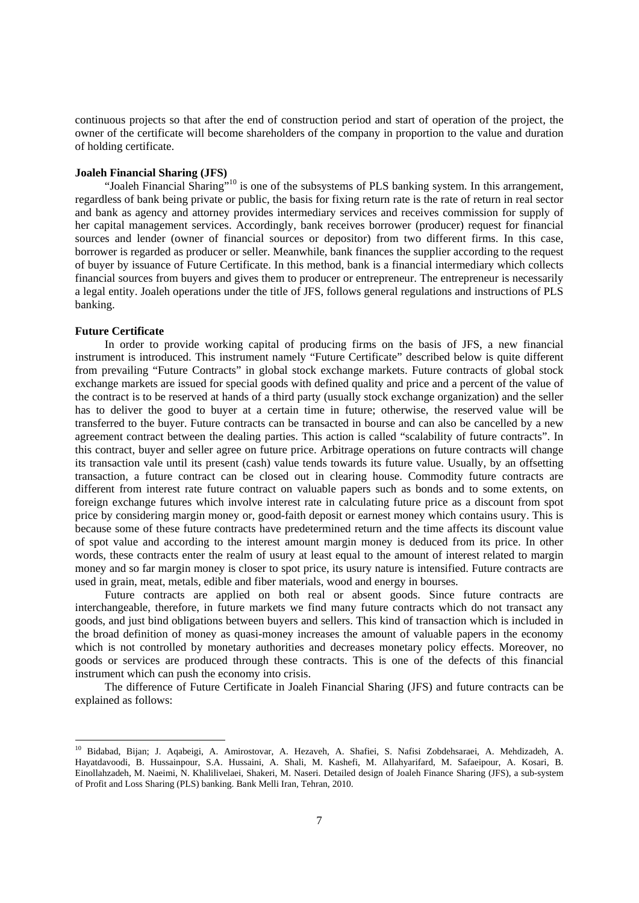continuous projects so that after the end of construction period and start of operation of the project, the owner of the certificate will become shareholders of the company in proportion to the value and duration of holding certificate.

**Joaleh Financial Sharing (JFS)**

"Joaleh Financial Sharing"[10] is one of the subsystems of PLS banking system. In this arrangement, regardless of bank being private or public, the basis for fixing return rate is the rate of return in real sector and bank as agency and attorney provides intermediary services and receives commission for supply of her capital management services. Accordingly, bank receives borrower (producer) request for financial sources and lender (owner of financial sources or depositor) from two different firms. In this case, borrower is regarded as producer or seller. Meanwhile, bank finances the supplier according to the request of buyer by issuance of Future Certificate. In this method, bank is a financial intermediary which collects financial sources from buyers and gives them to producer or entrepreneur. The entrepreneur is necessarily a legal entity. Joaleh operations under the title of JFS, follows general regulations and instructions of PLS banking.

**Future Certificate**

In order to provide working capital of producing firms on the basis of JFS, a new financial instrument is introduced. This instrument namely "Future Certificate" described below is quite different from prevailing "Future Contracts" in global stock exchange markets. Future contracts of global stock exchange markets are issued for special goods with defined quality and price and a percent of the value of the contract is to be reserved at hands of a third party (usually stock exchange organization) and the seller has to deliver the good to buyer at a certain time in future; otherwise, the reserved value will be transferred to the buyer. Future contracts can be transacted in bourse and can also be cancelled by a new agreement contract between the dealing parties. This action is called "scalability of future contracts". In this contract, buyer and seller agree on future price. Arbitrage operations on future contracts will change its transaction vale until its present (cash) value tends towards its future value. Usually, by an offsetting transaction, a future contract can be closed out in clearing house. Commodity future contracts are different from interest rate future contract on valuable papers such as bonds and to some extents, on foreign exchange futures which involve interest rate in calculating future price as a discount from spot price by considering margin money or, good-faith deposit or earnest money which contains usury. This is because some of these future contracts have predetermined return and the time affects its discount value of spot value and according to the interest amount margin money is deduced from its price. In other words, these contracts enter the realm of usury at least equal to the amount of interest related to margin money and so far margin money is closer to spot price, its usury nature is intensified. Future contracts are used in grain, meat, metals, edible and fiber materials, wood and energy in bourses.

Future contracts are applied on both real or absent goods. Since future contracts are interchangeable, therefore, in future markets we find many future contracts which do not transact any goods, and just bind obligations between buyers and sellers. This kind of transaction which is included in the broad definition of money as quasi-money increases the amount of valuable papers in the economy which is not controlled by monetary authorities and decreases monetary policy effects. Moreover, no goods or services are produced through these contracts. This is one of the defects of this financial instrument which can push the economy into crisis.

The difference of Future Certificate in Joaleh Financial Sharing (JFS) and future contracts can be explained as follows:

---

[10] Bidabad, Bijan; J. Aqabeigi, A. Amirostovar, A. Hezaveh, A. Shafiei, S. Nafisi Zobdehsaraei, A. Mehdizadeh, A. Hayatdavoodi, B. Hussainpour, S.A. Hussaini, A. Shali, M. Kashefi, M. Allahyarifard, M. Safaeipour, A. Kosari, B. Einollahzadeh, M. Naeimi, N. Khalilivelaei, Shakeri, M. Naseri. Detailed design of Joaleh Finance Sharing (JFS), a sub-system of Profit and Loss Sharing (PLS) banking. Bank Melli Iran, Tehran, 2010.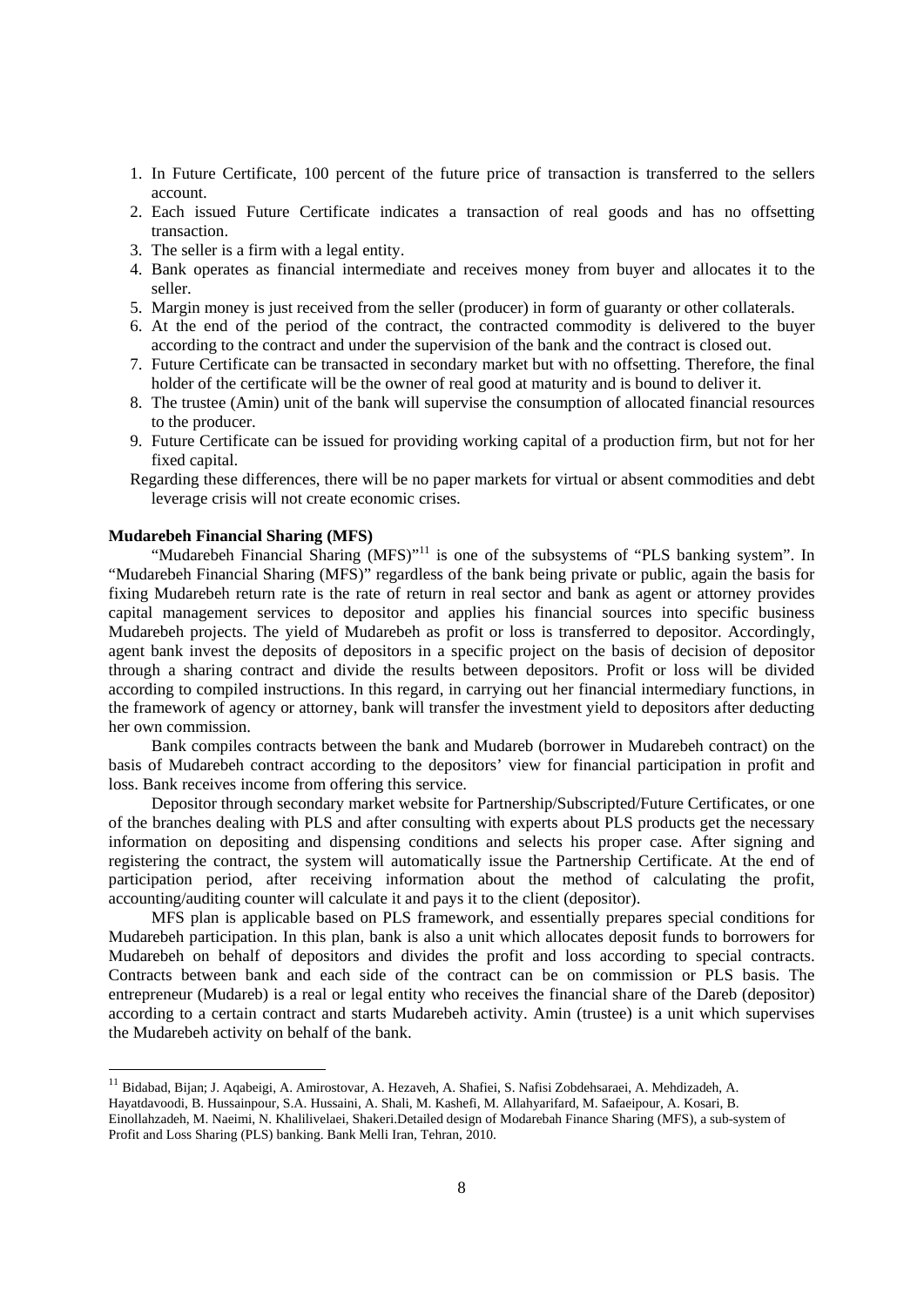1. In Future Certificate, 100 percent of the future price of transaction is transferred to the sellers account.
2. Each issued Future Certificate indicates a transaction of real goods and has no offsetting transaction.
3. The seller is a firm with a legal entity.
4. Bank operates as financial intermediate and receives money from buyer and allocates it to the seller.
5. Margin money is just received from the seller (producer) in form of guaranty or other collaterals.
6. At the end of the period of the contract, the contracted commodity is delivered to the buyer according to the contract and under the supervision of the bank and the contract is closed out.
7. Future Certificate can be transacted in secondary market but with no offsetting. Therefore, the final holder of the certificate will be the owner of real good at maturity and is bound to deliver it.
8. The trustee (Amin) unit of the bank will supervise the consumption of allocated financial resources to the producer.
9. Future Certificate can be issued for providing working capital of a production firm, but not for her fixed capital.

Regarding these differences, there will be no paper markets for virtual or absent commodities and debt leverage crisis will not create economic crises.

**Mudarebeh Financial Sharing (MFS)**

"Mudarebeh Financial Sharing (MFS)"[11] is one of the subsystems of "PLS banking system". In "Mudarebeh Financial Sharing (MFS)" regardless of the bank being private or public, again the basis for fixing Mudarebeh return rate is the rate of return in real sector and bank as agent or attorney provides capital management services to depositor and applies his financial sources into specific business Mudarebeh projects. The yield of Mudarebeh as profit or loss is transferred to depositor. Accordingly, agent bank invest the deposits of depositors in a specific project on the basis of decision of depositor through a sharing contract and divide the results between depositors. Profit or loss will be divided according to compiled instructions. In this regard, in carrying out her financial intermediary functions, in the framework of agency or attorney, bank will transfer the investment yield to depositors after deducting her own commission.

Bank compiles contracts between the bank and Mudareb (borrower in Mudarebeh contract) on the basis of Mudarebeh contract according to the depositors' view for financial participation in profit and loss. Bank receives income from offering this service.

Depositor through secondary market website for Partnership/Subscripted/Future Certificates, or one of the branches dealing with PLS and after consulting with experts about PLS products get the necessary information on depositing and dispensing conditions and selects his proper case. After signing and registering the contract, the system will automatically issue the Partnership Certificate. At the end of participation period, after receiving information about the method of calculating the profit, accounting/auditing counter will calculate it and pays it to the client (depositor).

MFS plan is applicable based on PLS framework, and essentially prepares special conditions for Mudarebeh participation. In this plan, bank is also a unit which allocates deposit funds to borrowers for Mudarebeh on behalf of depositors and divides the profit and loss according to special contracts. Contracts between bank and each side of the contract can be on commission or PLS basis. The entrepreneur (Mudareb) is a real or legal entity who receives the financial share of the Dareb (depositor) according to a certain contract and starts Mudarebeh activity. Amin (trustee) is a unit which supervises the Mudarebeh activity on behalf of the bank.

---

[11] Bidabad, Bijan; J. Aqabeigi, A. Amirostovar, A. Hezaveh, A. Shafiei, S. Nafisi Zobdehsaraei, A. Mehdizadeh, A. Hayatdavoodi, B. Hussainpour, S.A. Hussaini, A. Shali, M. Kashefi, M. Allahyarifard, M. Safaeipour, A. Kosari, B. Einollahzadeh, M. Naeimi, N. Khalilivelaei, Shakeri.Detailed design of Modarebah Finance Sharing (MFS), a sub-system of Profit and Loss Sharing (PLS) banking. Bank Melli Iran, Tehran, 2010.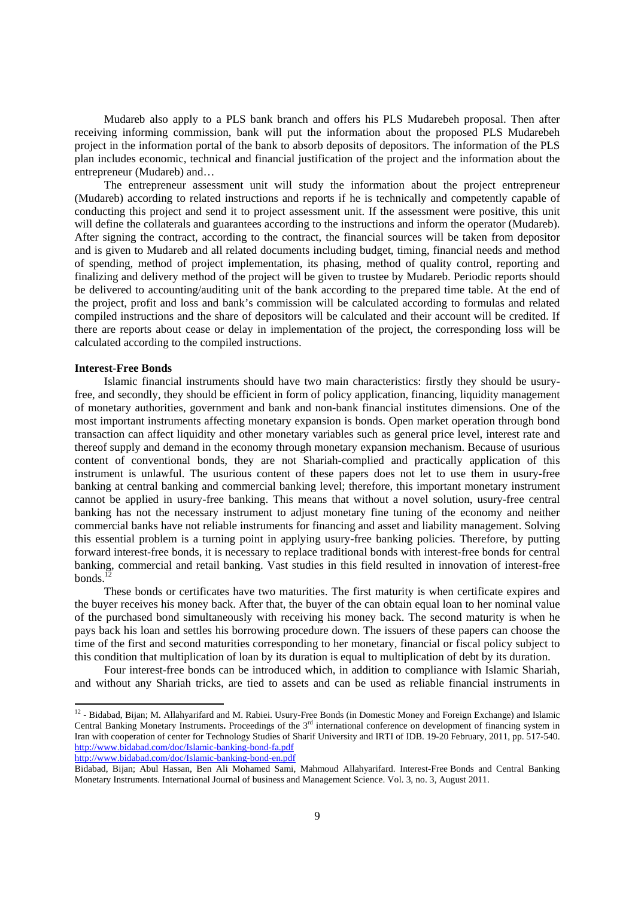Mudareb also apply to a PLS bank branch and offers his PLS Mudarebeh proposal. Then after receiving informing commission, bank will put the information about the proposed PLS Mudarebeh project in the information portal of the bank to absorb deposits of depositors. The information of the PLS plan includes economic, technical and financial justification of the project and the information about the entrepreneur (Mudareb) and…

The entrepreneur assessment unit will study the information about the project entrepreneur (Mudareb) according to related instructions and reports if he is technically and competently capable of conducting this project and send it to project assessment unit. If the assessment were positive, this unit will define the collaterals and guarantees according to the instructions and inform the operator (Mudareb). After signing the contract, according to the contract, the financial sources will be taken from depositor and is given to Mudareb and all related documents including budget, timing, financial needs and method of spending, method of project implementation, its phasing, method of quality control, reporting and finalizing and delivery method of the project will be given to trustee by Mudareb. Periodic reports should be delivered to accounting/auditing unit of the bank according to the prepared time table. At the end of the project, profit and loss and bank's commission will be calculated according to formulas and related compiled instructions and the share of depositors will be calculated and their account will be credited. If there are reports about cease or delay in implementation of the project, the corresponding loss will be calculated according to the compiled instructions.

**Interest-Free Bonds**

Islamic financial instruments should have two main characteristics: firstly they should be usury-free, and secondly, they should be efficient in form of policy application, financing, liquidity management of monetary authorities, government and bank and non-bank financial institutes dimensions. One of the most important instruments affecting monetary expansion is bonds. Open market operation through bond transaction can affect liquidity and other monetary variables such as general price level, interest rate and thereof supply and demand in the economy through monetary expansion mechanism. Because of usurious content of conventional bonds, they are not Shariah-complied and practically application of this instrument is unlawful. The usurious content of these papers does not let to use them in usury-free banking at central banking and commercial banking level; therefore, this important monetary instrument cannot be applied in usury-free banking. This means that without a novel solution, usury-free central banking has not the necessary instrument to adjust monetary fine tuning of the economy and neither commercial banks have not reliable instruments for financing and asset and liability management. Solving this essential problem is a turning point in applying usury-free banking policies. Therefore, by putting forward interest-free bonds, it is necessary to replace traditional bonds with interest-free bonds for central banking, commercial and retail banking. Vast studies in this field resulted in innovation of interest-free bonds.[12]

These bonds or certificates have two maturities. The first maturity is when certificate expires and the buyer receives his money back. After that, the buyer of the can obtain equal loan to her nominal value of the purchased bond simultaneously with receiving his money back. The second maturity is when he pays back his loan and settles his borrowing procedure down. The issuers of these papers can choose the time of the first and second maturities corresponding to her monetary, financial or fiscal policy subject to this condition that multiplication of loan by its duration is equal to multiplication of debt by its duration.

Four interest-free bonds can be introduced which, in addition to compliance with Islamic Shariah, and without any Shariah tricks, are tied to assets and can be used as reliable financial instruments in

---

[12] - Bidabad, Bijan; M. Allahyarifard and M. Rabiei. Usury-Free Bonds (in Domestic Money and Foreign Exchange) and Islamic Central Banking Monetary Instruments**.** Proceedings of the 3rd international conference on development of financing system in Iran with cooperation of center for Technology Studies of Sharif University and IRTI of IDB. 19-20 February, 2011, pp. 517-540. http://www.bidabad.com/doc/Islamic-banking-bond-fa.pdf
http://www.bidabad.com/doc/Islamic-banking-bond-en.pdf

Bidabad, Bijan; Abul Hassan, Ben Ali Mohamed Sami, Mahmoud Allahyarifard. Interest-Free Bonds and Central Banking Monetary Instruments. International Journal of business and Management Science. Vol. 3, no. 3, August 2011.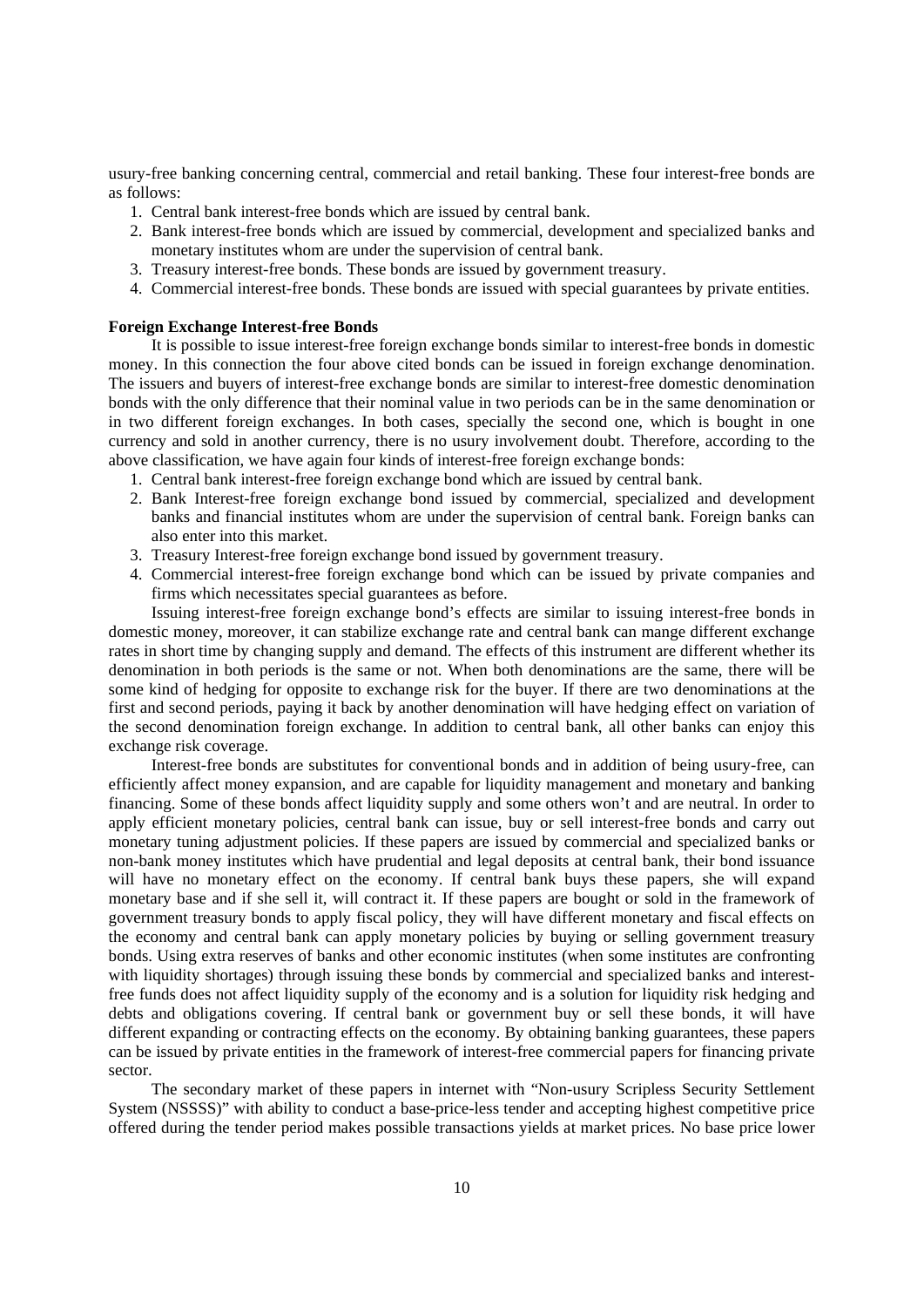usury-free banking concerning central, commercial and retail banking. These four interest-free bonds are as follows:

1. Central bank interest-free bonds which are issued by central bank.
2. Bank interest-free bonds which are issued by commercial, development and specialized banks and monetary institutes whom are under the supervision of central bank.
3. Treasury interest-free bonds. These bonds are issued by government treasury.
4. Commercial interest-free bonds. These bonds are issued with special guarantees by private entities.

**Foreign Exchange Interest-free Bonds**

It is possible to issue interest-free foreign exchange bonds similar to interest-free bonds in domestic money. In this connection the four above cited bonds can be issued in foreign exchange denomination. The issuers and buyers of interest-free exchange bonds are similar to interest-free domestic denomination bonds with the only difference that their nominal value in two periods can be in the same denomination or in two different foreign exchanges. In both cases, specially the second one, which is bought in one currency and sold in another currency, there is no usury involvement doubt. Therefore, according to the above classification, we have again four kinds of interest-free foreign exchange bonds:

1. Central bank interest-free foreign exchange bond which are issued by central bank.
2. Bank Interest-free foreign exchange bond issued by commercial, specialized and development banks and financial institutes whom are under the supervision of central bank. Foreign banks can also enter into this market.
3. Treasury Interest-free foreign exchange bond issued by government treasury.
4. Commercial interest-free foreign exchange bond which can be issued by private companies and firms which necessitates special guarantees as before.

Issuing interest-free foreign exchange bond's effects are similar to issuing interest-free bonds in domestic money, moreover, it can stabilize exchange rate and central bank can mange different exchange rates in short time by changing supply and demand. The effects of this instrument are different whether its denomination in both periods is the same or not. When both denominations are the same, there will be some kind of hedging for opposite to exchange risk for the buyer. If there are two denominations at the first and second periods, paying it back by another denomination will have hedging effect on variation of the second denomination foreign exchange. In addition to central bank, all other banks can enjoy this exchange risk coverage.

Interest-free bonds are substitutes for conventional bonds and in addition of being usury-free, can efficiently affect money expansion, and are capable for liquidity management and monetary and banking financing. Some of these bonds affect liquidity supply and some others won't and are neutral. In order to apply efficient monetary policies, central bank can issue, buy or sell interest-free bonds and carry out monetary tuning adjustment policies. If these papers are issued by commercial and specialized banks or non-bank money institutes which have prudential and legal deposits at central bank, their bond issuance will have no monetary effect on the economy. If central bank buys these papers, she will expand monetary base and if she sell it, will contract it. If these papers are bought or sold in the framework of government treasury bonds to apply fiscal policy, they will have different monetary and fiscal effects on the economy and central bank can apply monetary policies by buying or selling government treasury bonds. Using extra reserves of banks and other economic institutes (when some institutes are confronting with liquidity shortages) through issuing these bonds by commercial and specialized banks and interest-free funds does not affect liquidity supply of the economy and is a solution for liquidity risk hedging and debts and obligations covering. If central bank or government buy or sell these bonds, it will have different expanding or contracting effects on the economy. By obtaining banking guarantees, these papers can be issued by private entities in the framework of interest-free commercial papers for financing private sector.

The secondary market of these papers in internet with "Non-usury Scripless Security Settlement System (NSSSS)" with ability to conduct a base-price-less tender and accepting highest competitive price offered during the tender period makes possible transactions yields at market prices. No base price lower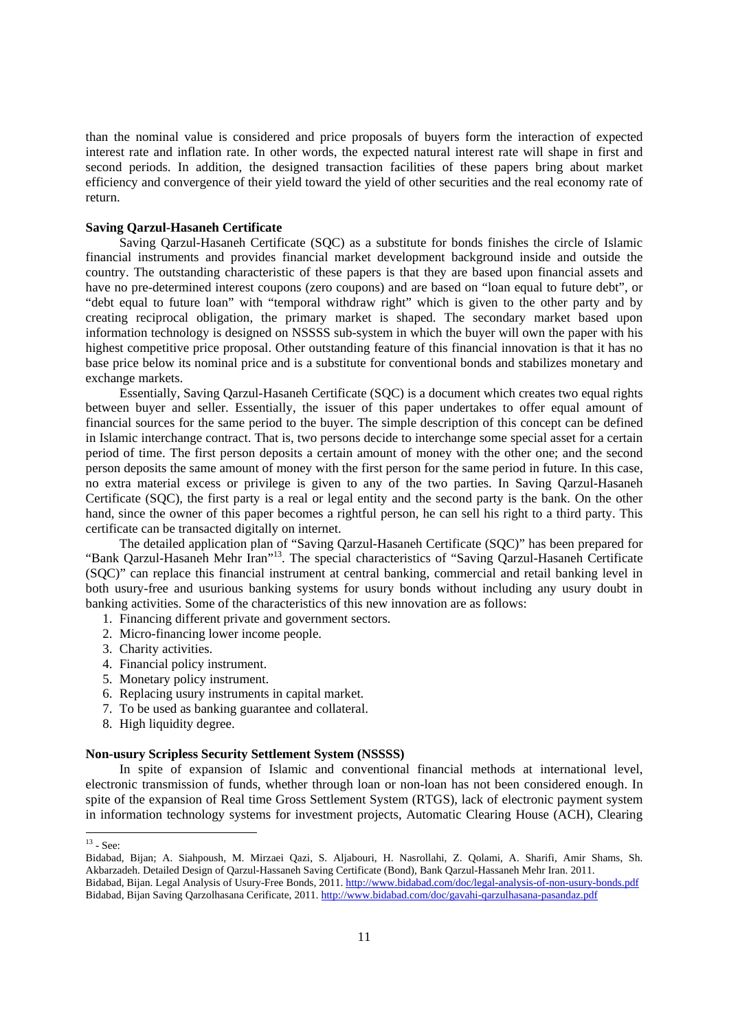than the nominal value is considered and price proposals of buyers form the interaction of expected interest rate and inflation rate. In other words, the expected natural interest rate will shape in first and second periods. In addition, the designed transaction facilities of these papers bring about market efficiency and convergence of their yield toward the yield of other securities and the real economy rate of return.

**Saving Qarzul-Hasaneh Certificate**

Saving Qarzul-Hasaneh Certificate (SQC) as a substitute for bonds finishes the circle of Islamic financial instruments and provides financial market development background inside and outside the country. The outstanding characteristic of these papers is that they are based upon financial assets and have no pre-determined interest coupons (zero coupons) and are based on "loan equal to future debt", or "debt equal to future loan" with "temporal withdraw right" which is given to the other party and by creating reciprocal obligation, the primary market is shaped. The secondary market based upon information technology is designed on NSSSS sub-system in which the buyer will own the paper with his highest competitive price proposal. Other outstanding feature of this financial innovation is that it has no base price below its nominal price and is a substitute for conventional bonds and stabilizes monetary and exchange markets.

Essentially, Saving Qarzul-Hasaneh Certificate (SQC) is a document which creates two equal rights between buyer and seller. Essentially, the issuer of this paper undertakes to offer equal amount of financial sources for the same period to the buyer. The simple description of this concept can be defined in Islamic interchange contract. That is, two persons decide to interchange some special asset for a certain period of time. The first person deposits a certain amount of money with the other one; and the second person deposits the same amount of money with the first person for the same period in future. In this case, no extra material excess or privilege is given to any of the two parties. In Saving Qarzul-Hasaneh Certificate (SQC), the first party is a real or legal entity and the second party is the bank. On the other hand, since the owner of this paper becomes a rightful person, he can sell his right to a third party. This certificate can be transacted digitally on internet.

The detailed application plan of "Saving Qarzul-Hasaneh Certificate (SQC)" has been prepared for "Bank Qarzul-Hasaneh Mehr Iran"[13]. The special characteristics of "Saving Qarzul-Hasaneh Certificate (SQC)" can replace this financial instrument at central banking, commercial and retail banking level in both usury-free and usurious banking systems for usury bonds without including any usury doubt in banking activities. Some of the characteristics of this new innovation are as follows:

1. Financing different private and government sectors.
2. Micro-financing lower income people.
3. Charity activities.
4. Financial policy instrument.
5. Monetary policy instrument.
6. Replacing usury instruments in capital market.
7. To be used as banking guarantee and collateral.
8. High liquidity degree.

**Non-usury Scripless Security Settlement System (NSSSS)**

In spite of expansion of Islamic and conventional financial methods at international level, electronic transmission of funds, whether through loan or non-loan has not been considered enough. In spite of the expansion of Real time Gross Settlement System (RTGS), lack of electronic payment system in information technology systems for investment projects, Automatic Clearing House (ACH), Clearing

---

[13] - See:
Bidabad, Bijan; A. Siahpoush, M. Mirzaei Qazi, S. Aljabouri, H. Nasrollahi, Z. Qolami, A. Sharifi, Amir Shams, Sh. Akbarzadeh. Detailed Design of Qarzul-Hassaneh Saving Certificate (Bond), Bank Qarzul-Hassaneh Mehr Iran. 2011.
Bidabad, Bijan. Legal Analysis of Usury-Free Bonds, 2011. http://www.bidabad.com/doc/legal-analysis-of-non-usury-bonds.pdf
Bidabad, Bijan Saving Qarzolhasana Cerificate, 2011. http://www.bidabad.com/doc/gavahi-qarzulhasana-pasandaz.pdf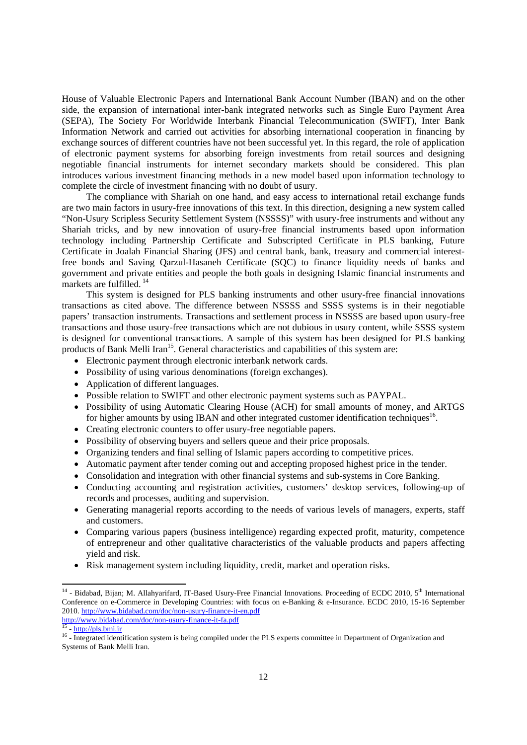House of Valuable Electronic Papers and International Bank Account Number (IBAN) and on the other side, the expansion of international inter-bank integrated networks such as Single Euro Payment Area (SEPA), The Society For Worldwide Interbank Financial Telecommunication (SWIFT), Inter Bank Information Network and carried out activities for absorbing international cooperation in financing by exchange sources of different countries have not been successful yet. In this regard, the role of application of electronic payment systems for absorbing foreign investments from retail sources and designing negotiable financial instruments for internet secondary markets should be considered. This plan introduces various investment financing methods in a new model based upon information technology to complete the circle of investment financing with no doubt of usury.

The compliance with Shariah on one hand, and easy access to international retail exchange funds are two main factors in usury-free innovations of this text. In this direction, designing a new system called "Non-Usury Scripless Security Settlement System (NSSSS)" with usury-free instruments and without any Shariah tricks, and by new innovation of usury-free financial instruments based upon information technology including Partnership Certificate and Subscripted Certificate in PLS banking, Future Certificate in Joalah Financial Sharing (JFS) and central bank, bank, treasury and commercial interest-free bonds and Saving Qarzul-Hasaneh Certificate (SQC) to finance liquidity needs of banks and government and private entities and people the both goals in designing Islamic financial instruments and markets are fulfilled. [14]

This system is designed for PLS banking instruments and other usury-free financial innovations transactions as cited above. The difference between NSSSS and SSSS systems is in their negotiable papers' transaction instruments. Transactions and settlement process in NSSSS are based upon usury-free transactions and those usury-free transactions which are not dubious in usury content, while SSSS system is designed for conventional transactions. A sample of this system has been designed for PLS banking products of Bank Melli Iran[15]. General characteristics and capabilities of this system are:

- Electronic payment through electronic interbank network cards.
- Possibility of using various denominations (foreign exchanges).
- Application of different languages.
- Possible relation to SWIFT and other electronic payment systems such as PAYPAL.
- Possibility of using Automatic Clearing House (ACH) for small amounts of money, and ARTGS for higher amounts by using IBAN and other integrated customer identification techniques[16].
- Creating electronic counters to offer usury-free negotiable papers.
- Possibility of observing buyers and sellers queue and their price proposals.
- Organizing tenders and final selling of Islamic papers according to competitive prices.
- Automatic payment after tender coming out and accepting proposed highest price in the tender.
- Consolidation and integration with other financial systems and sub-systems in Core Banking.
- Conducting accounting and registration activities, customers' desktop services, following-up of records and processes, auditing and supervision.
- Generating managerial reports according to the needs of various levels of managers, experts, staff and customers.
- Comparing various papers (business intelligence) regarding expected profit, maturity, competence of entrepreneur and other qualitative characteristics of the valuable products and papers affecting yield and risk.
- Risk management system including liquidity, credit, market and operation risks.

---

[14] - Bidabad, Bijan; M. Allahyarifard, IT-Based Usury-Free Financial Innovations. Proceeding of ECDC 2010, 5th International Conference on e-Commerce in Developing Countries: with focus on e-Banking & e-Insurance. ECDC 2010, 15-16 September 2010. http://www.bidabad.com/doc/non-usury-finance-it-en.pdf
http://www.bidabad.com/doc/non-usury-finance-it-fa.pdf

[15] - http://pls.bmi.ir

[16] - Integrated identification system is being compiled under the PLS experts committee in Department of Organization and Systems of Bank Melli Iran.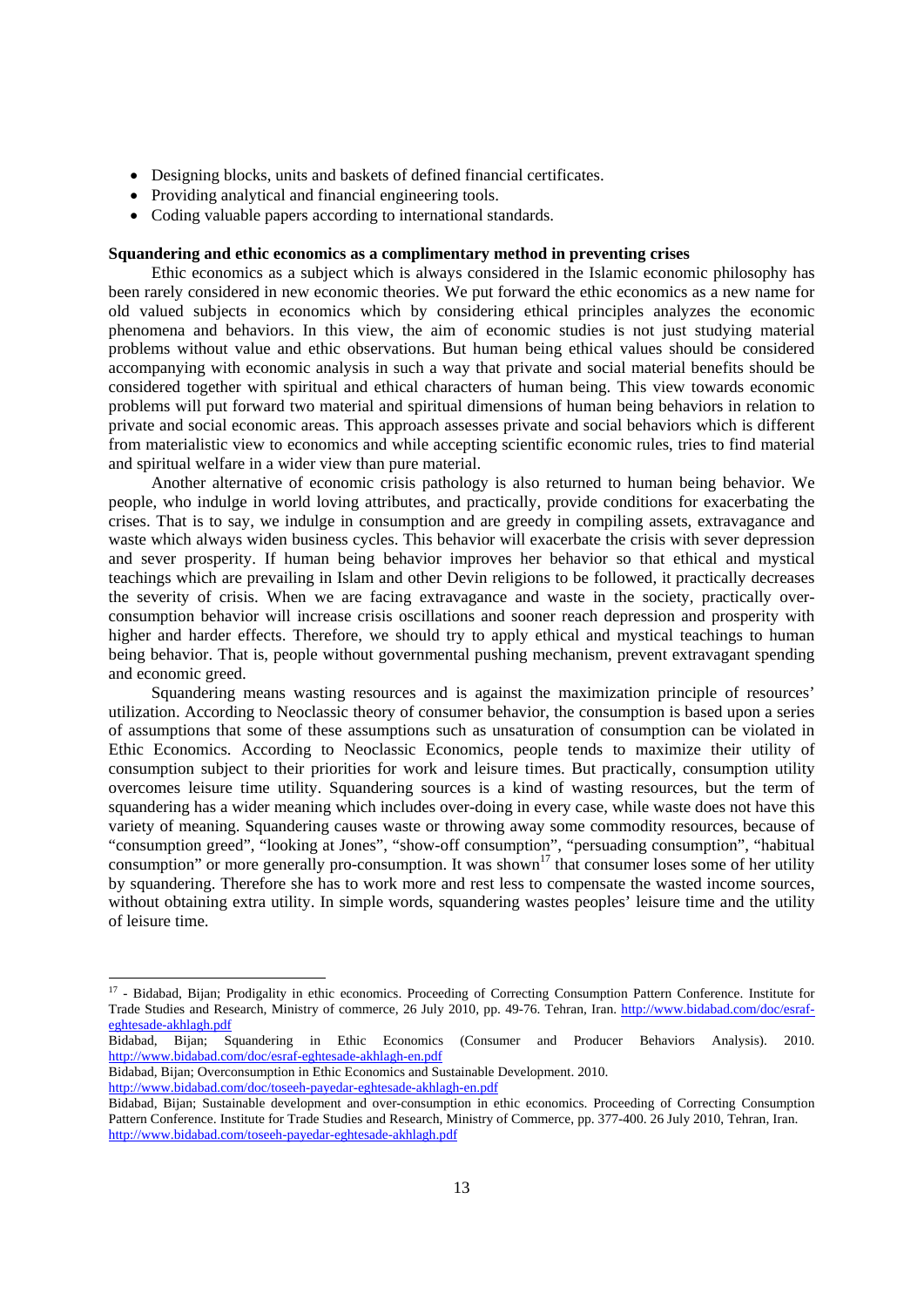- Designing blocks, units and baskets of defined financial certificates.
- Providing analytical and financial engineering tools.
- Coding valuable papers according to international standards.

**Squandering and ethic economics as a complimentary method in preventing crises**

Ethic economics as a subject which is always considered in the Islamic economic philosophy has been rarely considered in new economic theories. We put forward the ethic economics as a new name for old valued subjects in economics which by considering ethical principles analyzes the economic phenomena and behaviors. In this view, the aim of economic studies is not just studying material problems without value and ethic observations. But human being ethical values should be considered accompanying with economic analysis in such a way that private and social material benefits should be considered together with spiritual and ethical characters of human being. This view towards economic problems will put forward two material and spiritual dimensions of human being behaviors in relation to private and social economic areas. This approach assesses private and social behaviors which is different from materialistic view to economics and while accepting scientific economic rules, tries to find material and spiritual welfare in a wider view than pure material.

Another alternative of economic crisis pathology is also returned to human being behavior. We people, who indulge in world loving attributes, and practically, provide conditions for exacerbating the crises. That is to say, we indulge in consumption and are greedy in compiling assets, extravagance and waste which always widen business cycles. This behavior will exacerbate the crisis with sever depression and sever prosperity. If human being behavior improves her behavior so that ethical and mystical teachings which are prevailing in Islam and other Devin religions to be followed, it practically decreases the severity of crisis. When we are facing extravagance and waste in the society, practically over-consumption behavior will increase crisis oscillations and sooner reach depression and prosperity with higher and harder effects. Therefore, we should try to apply ethical and mystical teachings to human being behavior. That is, people without governmental pushing mechanism, prevent extravagant spending and economic greed.

Squandering means wasting resources and is against the maximization principle of resources' utilization. According to Neoclassic theory of consumer behavior, the consumption is based upon a series of assumptions that some of these assumptions such as unsaturation of consumption can be violated in Ethic Economics. According to Neoclassic Economics, people tends to maximize their utility of consumption subject to their priorities for work and leisure times. But practically, consumption utility overcomes leisure time utility. Squandering sources is a kind of wasting resources, but the term of squandering has a wider meaning which includes over-doing in every case, while waste does not have this variety of meaning. Squandering causes waste or throwing away some commodity resources, because of "consumption greed", "looking at Jones", "show-off consumption", "persuading consumption", "habitual consumption" or more generally pro-consumption. It was shown[17] that consumer loses some of her utility by squandering. Therefore she has to work more and rest less to compensate the wasted income sources, without obtaining extra utility. In simple words, squandering wastes peoples' leisure time and the utility of leisure time.

---

[17] - Bidabad, Bijan; Prodigality in ethic economics. Proceeding of Correcting Consumption Pattern Conference. Institute for Trade Studies and Research, Ministry of commerce, 26 July 2010, pp. 49-76. Tehran, Iran. http://www.bidabad.com/doc/esraf-eghtesade-akhlagh.pdf

Bidabad, Bijan; Squandering in Ethic Economics (Consumer and Producer Behaviors Analysis). 2010. http://www.bidabad.com/doc/esraf-eghtesade-akhlagh-en.pdf

Bidabad, Bijan; Overconsumption in Ethic Economics and Sustainable Development. 2010. http://www.bidabad.com/doc/toseeh-payedar-eghtesade-akhlagh-en.pdf

Bidabad, Bijan; Sustainable development and over-consumption in ethic economics. Proceeding of Correcting Consumption Pattern Conference. Institute for Trade Studies and Research, Ministry of Commerce, pp. 377-400. 26 July 2010, Tehran, Iran. http://www.bidabad.com/toseeh-payedar-eghtesade-akhlagh.pdf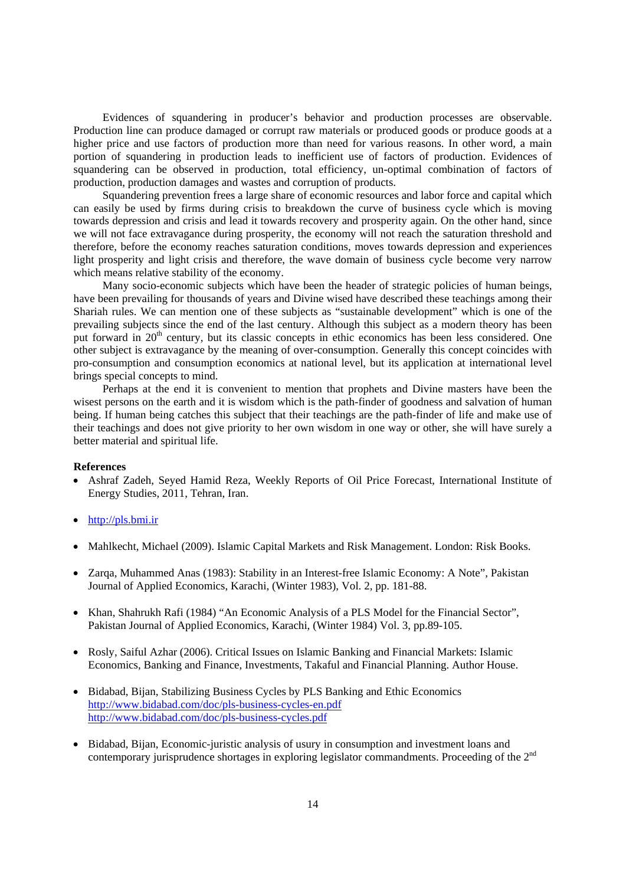Evidences of squandering in producer's behavior and production processes are observable. Production line can produce damaged or corrupt raw materials or produced goods or produce goods at a higher price and use factors of production more than need for various reasons. In other word, a main portion of squandering in production leads to inefficient use of factors of production. Evidences of squandering can be observed in production, total efficiency, un-optimal combination of factors of production, production damages and wastes and corruption of products.

Squandering prevention frees a large share of economic resources and labor force and capital which can easily be used by firms during crisis to breakdown the curve of business cycle which is moving towards depression and crisis and lead it towards recovery and prosperity again. On the other hand, since we will not face extravagance during prosperity, the economy will not reach the saturation threshold and therefore, before the economy reaches saturation conditions, moves towards depression and experiences light prosperity and light crisis and therefore, the wave domain of business cycle become very narrow which means relative stability of the economy.

Many socio-economic subjects which have been the header of strategic policies of human beings, have been prevailing for thousands of years and Divine wised have described these teachings among their Shariah rules. We can mention one of these subjects as "sustainable development" which is one of the prevailing subjects since the end of the last century. Although this subject as a modern theory has been put forward in 20th century, but its classic concepts in ethic economics has been less considered. One other subject is extravagance by the meaning of over-consumption. Generally this concept coincides with pro-consumption and consumption economics at national level, but its application at international level brings special concepts to mind.

Perhaps at the end it is convenient to mention that prophets and Divine masters have been the wisest persons on the earth and it is wisdom which is the path-finder of goodness and salvation of human being. If human being catches this subject that their teachings are the path-finder of life and make use of their teachings and does not give priority to her own wisdom in one way or other, she will have surely a better material and spiritual life.

**References**

- Ashraf Zadeh, Seyed Hamid Reza, Weekly Reports of Oil Price Forecast, International Institute of Energy Studies, 2011, Tehran, Iran.
- http://pls.bmi.ir
- Mahlkecht, Michael (2009). Islamic Capital Markets and Risk Management. London: Risk Books.
- Zarqa, Muhammed Anas (1983): Stability in an Interest-free Islamic Economy: A Note", Pakistan Journal of Applied Economics, Karachi, (Winter 1983), Vol. 2, pp. 181-88.
- Khan, Shahrukh Rafi (1984) "An Economic Analysis of a PLS Model for the Financial Sector", Pakistan Journal of Applied Economics, Karachi, (Winter 1984) Vol. 3, pp.89-105.
- Rosly, Saiful Azhar (2006). Critical Issues on Islamic Banking and Financial Markets: Islamic Economics, Banking and Finance, Investments, Takaful and Financial Planning. Author House.
- Bidabad, Bijan, Stabilizing Business Cycles by PLS Banking and Ethic Economics
  http://www.bidabad.com/doc/pls-business-cycles-en.pdf
  http://www.bidabad.com/doc/pls-business-cycles.pdf
- Bidabad, Bijan, Economic-juristic analysis of usury in consumption and investment loans and contemporary jurisprudence shortages in exploring legislator commandments. Proceeding of the 2nd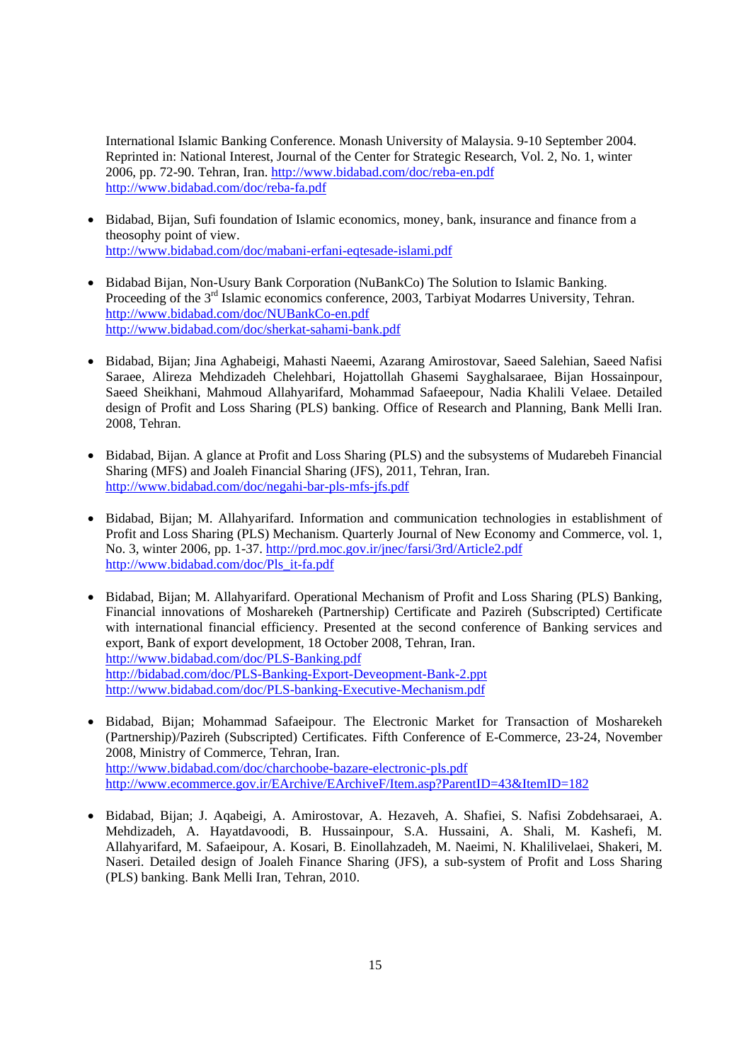International Islamic Banking Conference. Monash University of Malaysia. 9-10 September 2004. Reprinted in: National Interest, Journal of the Center for Strategic Research, Vol. 2, No. 1, winter 2006, pp. 72-90. Tehran, Iran. http://www.bidabad.com/doc/reba-en.pdf http://www.bidabad.com/doc/reba-fa.pdf

- Bidabad, Bijan, Sufi foundation of Islamic economics, money, bank, insurance and finance from a theosophy point of view. http://www.bidabad.com/doc/mabani-erfani-eqtesade-islami.pdf

- Bidabad Bijan, Non-Usury Bank Corporation (NuBankCo) The Solution to Islamic Banking. Proceeding of the 3rd Islamic economics conference, 2003, Tarbiyat Modarres University, Tehran. http://www.bidabad.com/doc/NUBankCo-en.pdf http://www.bidabad.com/doc/sherkat-sahami-bank.pdf

- Bidabad, Bijan; Jina Aghabeigi, Mahasti Naeemi, Azarang Amirostovar, Saeed Salehian, Saeed Nafisi Saraee, Alireza Mehdizadeh Chelehbari, Hojattollah Ghasemi Sayghalsaraee, Bijan Hossainpour, Saeed Sheikhani, Mahmoud Allahyarifard, Mohammad Safaeepour, Nadia Khalili Velaee. Detailed design of Profit and Loss Sharing (PLS) banking. Office of Research and Planning, Bank Melli Iran. 2008, Tehran.

- Bidabad, Bijan. A glance at Profit and Loss Sharing (PLS) and the subsystems of Mudarebeh Financial Sharing (MFS) and Joaleh Financial Sharing (JFS), 2011, Tehran, Iran. http://www.bidabad.com/doc/negahi-bar-pls-mfs-jfs.pdf

- Bidabad, Bijan; M. Allahyarifard. Information and communication technologies in establishment of Profit and Loss Sharing (PLS) Mechanism. Quarterly Journal of New Economy and Commerce, vol. 1, No. 3, winter 2006, pp. 1-37. http://prd.moc.gov.ir/jnec/farsi/3rd/Article2.pdf http://www.bidabad.com/doc/Pls_it-fa.pdf

- Bidabad, Bijan; M. Allahyarifard. Operational Mechanism of Profit and Loss Sharing (PLS) Banking, Financial innovations of Mosharekeh (Partnership) Certificate and Pazireh (Subscripted) Certificate with international financial efficiency. Presented at the second conference of Banking services and export, Bank of export development, 18 October 2008, Tehran, Iran. http://www.bidabad.com/doc/PLS-Banking.pdf http://bidabad.com/doc/PLS-Banking-Export-Deveopment-Bank-2.ppt http://www.bidabad.com/doc/PLS-banking-Executive-Mechanism.pdf

- Bidabad, Bijan; Mohammad Safaeipour. The Electronic Market for Transaction of Mosharekeh (Partnership)/Pazireh (Subscripted) Certificates. Fifth Conference of E-Commerce, 23-24, November 2008, Ministry of Commerce, Tehran, Iran. http://www.bidabad.com/doc/charchoobe-bazare-electronic-pls.pdf http://www.ecommerce.gov.ir/EArchive/EArchiveF/Item.asp?ParentID=43&ItemID=182

- Bidabad, Bijan; J. Aqabeigi, A. Amirostovar, A. Hezaveh, A. Shafiei, S. Nafisi Zobdehsaraei, A. Mehdizadeh, A. Hayatdavoodi, B. Hussainpour, S.A. Hussaini, A. Shali, M. Kashefi, M. Allahyarifard, M. Safaeipour, A. Kosari, B. Einollahzadeh, M. Naeimi, N. Khalilivelaei, Shakeri, M. Naseri. Detailed design of Joaleh Finance Sharing (JFS), a sub-system of Profit and Loss Sharing (PLS) banking. Bank Melli Iran, Tehran, 2010.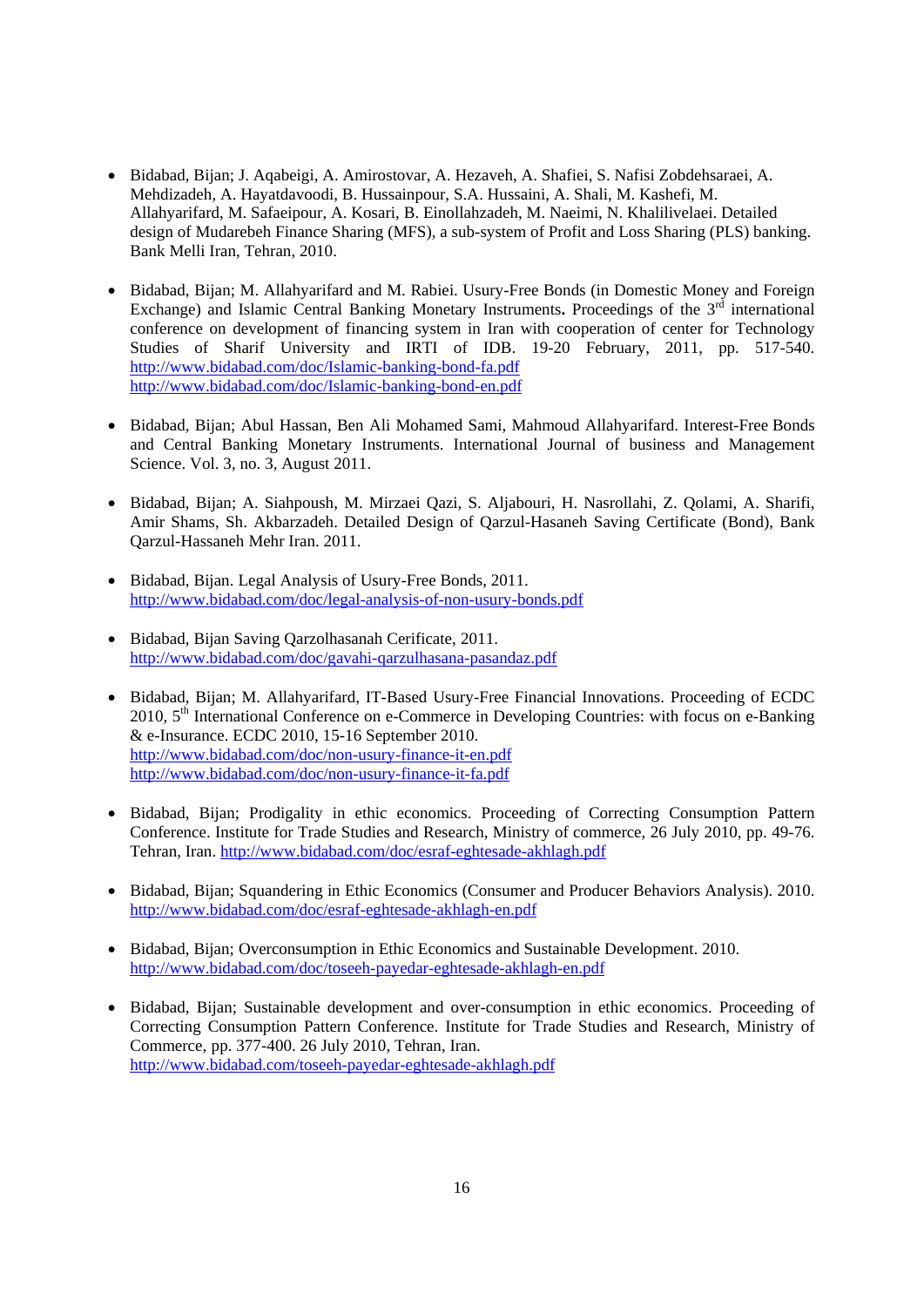- Bidabad, Bijan; J. Aqabeigi, A. Amirostovar, A. Hezaveh, A. Shafiei, S. Nafisi Zobdehsaraei, A. Mehdizadeh, A. Hayatdavoodi, B. Hussainpour, S.A. Hussaini, A. Shali, M. Kashefi, M. Allahyarifard, M. Safaeipour, A. Kosari, B. Einollahzadeh, M. Naeimi, N. Khalilivelaei. Detailed design of Mudarebeh Finance Sharing (MFS), a sub-system of Profit and Loss Sharing (PLS) banking. Bank Melli Iran, Tehran, 2010.

- Bidabad, Bijan; M. Allahyarifard and M. Rabiei. Usury-Free Bonds (in Domestic Money and Foreign Exchange) and Islamic Central Banking Monetary Instruments**.** Proceedings of the 3rd international conference on development of financing system in Iran with cooperation of center for Technology Studies of Sharif University and IRTI of IDB. 19-20 February, 2011, pp. 517-540. http://www.bidabad.com/doc/Islamic-banking-bond-fa.pdf http://www.bidabad.com/doc/Islamic-banking-bond-en.pdf

- Bidabad, Bijan; Abul Hassan, Ben Ali Mohamed Sami, Mahmoud Allahyarifard. Interest-Free Bonds and Central Banking Monetary Instruments. International Journal of business and Management Science. Vol. 3, no. 3, August 2011.

- Bidabad, Bijan; A. Siahpoush, M. Mirzaei Qazi, S. Aljabouri, H. Nasrollahi, Z. Qolami, A. Sharifi, Amir Shams, Sh. Akbarzadeh. Detailed Design of Qarzul-Hasaneh Saving Certificate (Bond), Bank Qarzul-Hassaneh Mehr Iran. 2011.

- Bidabad, Bijan. Legal Analysis of Usury-Free Bonds, 2011. http://www.bidabad.com/doc/legal-analysis-of-non-usury-bonds.pdf

- Bidabad, Bijan Saving Qarzolhasanah Cerificate, 2011. http://www.bidabad.com/doc/gavahi-qarzulhasana-pasandaz.pdf

- Bidabad, Bijan; M. Allahyarifard, IT-Based Usury-Free Financial Innovations. Proceeding of ECDC 2010, 5th International Conference on e-Commerce in Developing Countries: with focus on e-Banking & e-Insurance. ECDC 2010, 15-16 September 2010. http://www.bidabad.com/doc/non-usury-finance-it-en.pdf http://www.bidabad.com/doc/non-usury-finance-it-fa.pdf

- Bidabad, Bijan; Prodigality in ethic economics. Proceeding of Correcting Consumption Pattern Conference. Institute for Trade Studies and Research, Ministry of commerce, 26 July 2010, pp. 49-76. Tehran, Iran. http://www.bidabad.com/doc/esraf-eghtesade-akhlagh.pdf

- Bidabad, Bijan; Squandering in Ethic Economics (Consumer and Producer Behaviors Analysis). 2010. http://www.bidabad.com/doc/esraf-eghtesade-akhlagh-en.pdf

- Bidabad, Bijan; Overconsumption in Ethic Economics and Sustainable Development. 2010. http://www.bidabad.com/doc/toseeh-payedar-eghtesade-akhlagh-en.pdf

- Bidabad, Bijan; Sustainable development and over-consumption in ethic economics. Proceeding of Correcting Consumption Pattern Conference. Institute for Trade Studies and Research, Ministry of Commerce, pp. 377-400. 26 July 2010, Tehran, Iran. http://www.bidabad.com/toseeh-payedar-eghtesade-akhlagh.pdf